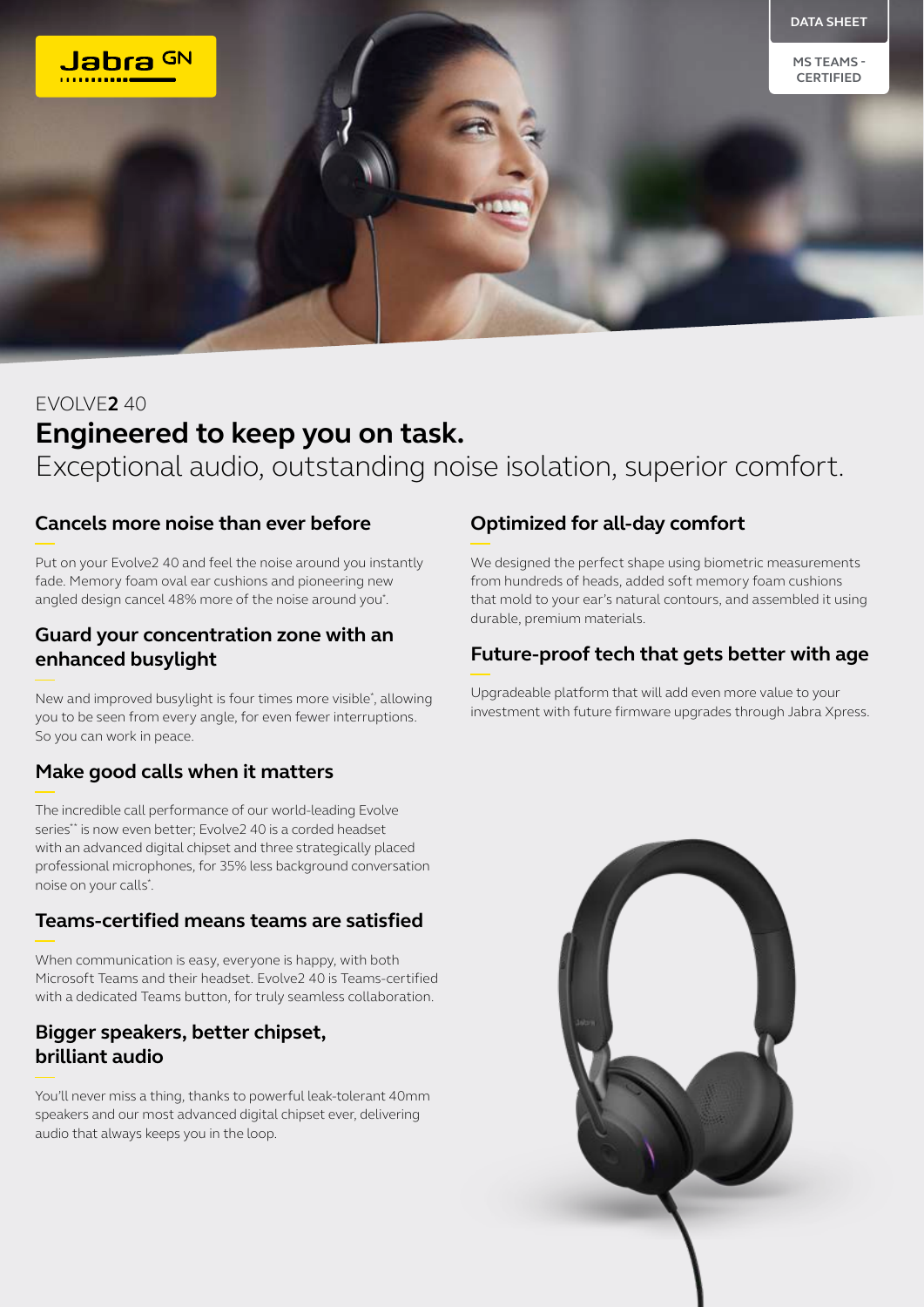DATA SHEET

MS TEAMS - CERTIFIED

EVOLVE**2** 40

# Engineered to keep you on task.

Exceptional audio, outstanding noise isolation, superior comfort.

## Cancels more noise than ever before

Put on your Evolve2 40 and feel the noise around you instantly fade. Memory foam oval ear cushions and pioneering new angled design cancel 48% more of the noise around you*.

## Guard your concentration zone with an enhanced busylight

New and improved busylight is four times more visible*, allowing you to be seen from every angle, for even fewer interruptions. So you can work in peace.

## Make good calls when it matters

The incredible call performance of our world-leading Evolve series** is now even better; Evolve2 40 is a corded headset with an advanced digital chipset and three strategically placed professional microphones, for 35% less background conversation noise on your calls*.

## Teams-certified means teams are satisfied

When communication is easy, everyone is happy, with both Microsoft Teams and their headset. Evolve2 40 is Teams-certified with a dedicated Teams button, for truly seamless collaboration.

## Bigger speakers, better chipset, brilliant audio

You'll never miss a thing, thanks to powerful leak-tolerant 40mm speakers and our most advanced digital chipset ever, delivering audio that always keeps you in the loop.

## Optimized for all-day comfort

We designed the perfect shape using biometric measurements from hundreds of heads, added soft memory foam cushions that mold to your ear's natural contours, and assembled it using durable, premium materials.

## Future-proof tech that gets better with age

Upgradeable platform that will add even more value to your investment with future firmware upgrades through Jabra Xpress.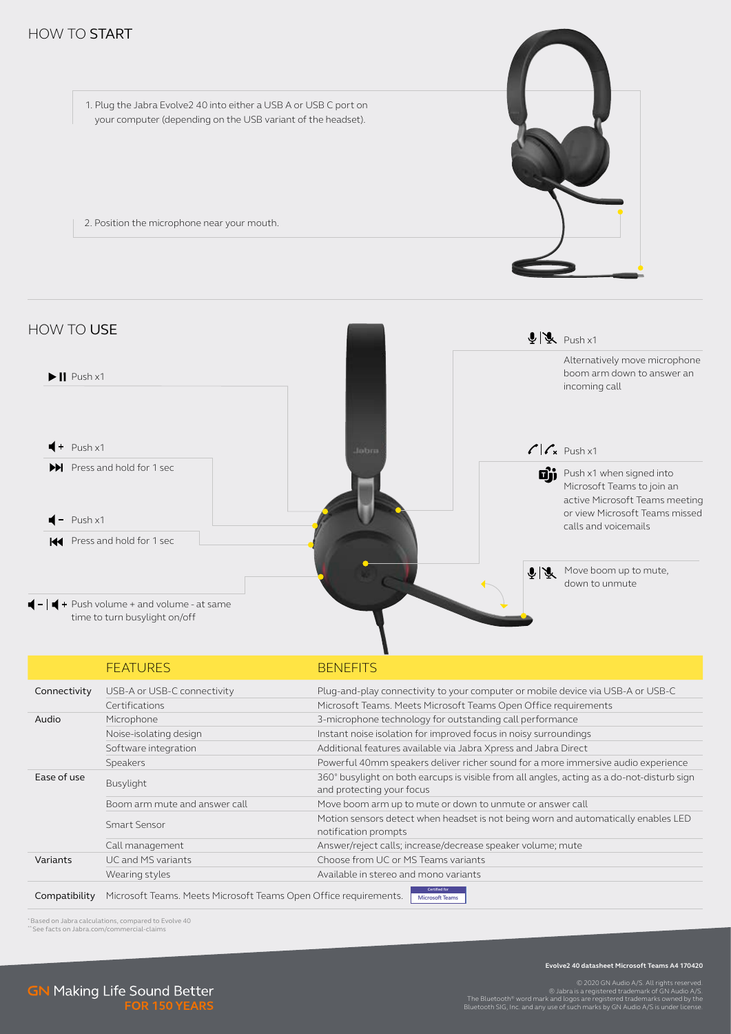## HOW TO START

1. Plug the Jabra Evolve2 40 into either a USB A or USB C port on your computer (depending on the USB variant of the headset).

2. Position the microphone near your mouth.

## HOW TO USE

▶❚❚ Push x1

🔈+ Push x1

⏭ Press and hold for 1 sec

🔈− Push x1

⏮ Press and hold for 1 sec

🔈− | 🔈+ Push volume + and volume - at same time to turn busylight on/off

Push x1

Alternatively move microphone boom arm down to answer an incoming call

Push x1

Push x1 when signed into Microsoft Teams to join an active Microsoft Teams meeting or view Microsoft Teams missed calls and voicemails

Move boom up to mute, down to unmute

| | FEATURES | BENEFITS |
|---|---|---|
| Connectivity | USB-A or USB-C connectivity | Plug-and-play connectivity to your computer or mobile device via USB-A or USB-C |
| | Certifications | Microsoft Teams. Meets Microsoft Teams Open Office requirements |
| Audio | Microphone | 3-microphone technology for outstanding call performance |
| | Noise-isolating design | Instant noise isolation for improved focus in noisy surroundings |
| | Software integration | Additional features available via Jabra Xpress and Jabra Direct |
| | Speakers | Powerful 40mm speakers deliver richer sound for a more immersive audio experience |
| Ease of use | Busylight | 360° busylight on both earcups is visible from all angles, acting as a do-not-disturb sign and protecting your focus |
| | Boom arm mute and answer call | Move boom arm up to mute or down to unmute or answer call |
| | Smart Sensor | Motion sensors detect when headset is not being worn and automatically enables LED notification prompts |
| | Call management | Answer/reject calls; increase/decrease speaker volume; mute |
| Variants | UC and MS variants | Choose from UC or MS Teams variants |
| | Wearing styles | Available in stereo and mono variants |
| Compatibility | Microsoft Teams. Meets Microsoft Teams Open Office requirements. Certified for Microsoft Teams | |

*Based on Jabra calculations, compared to Evolve 40
**See facts on Jabra.com/commercial-claims

Evolve2 40 datasheet Microsoft Teams A4 170420

GN Making Life Sound Better FOR 150 YEARS

© 2020 GN Audio A/S. All rights reserved. ® Jabra is a registered trademark of GN Audio A/S. The Bluetooth® word mark and logos are registered trademarks owned by the Bluetooth SIG, Inc. and any use of such marks by GN Audio A/S is under license.